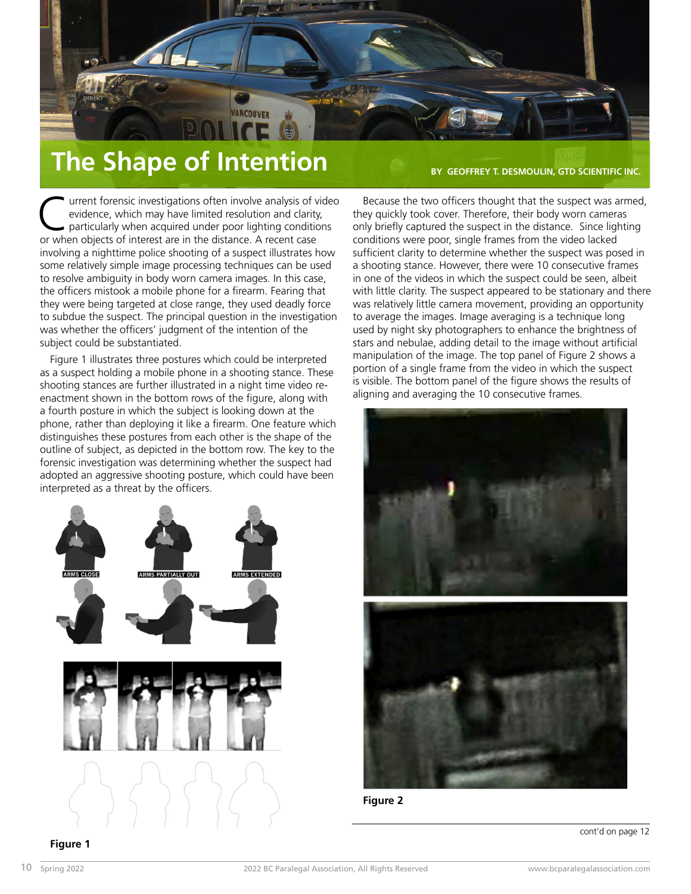# The Shape of Intention

**BY GEOFFREY T. DESMOULIN, GTD SCIENTIFIC INC.**

Current forensic investigations often involve analysis of video evidence, which may have limited resolution and clarity, particularly when acquired under poor lighting conditions or when objects of interest are in the distance. A recent case involving a nighttime police shooting of a suspect illustrates how some relatively simple image processing techniques can be used to resolve ambiguity in body worn camera images. In this case, the officers mistook a mobile phone for a firearm. Fearing that they were being targeted at close range, they used deadly force to subdue the suspect. The principal question in the investigation was whether the officers' judgment of the intention of the subject could be substantiated.

Figure 1 illustrates three postures which could be interpreted as a suspect holding a mobile phone in a shooting stance. These shooting stances are further illustrated in a night time video re-enactment shown in the bottom rows of the figure, along with a fourth posture in which the subject is looking down at the phone, rather than deploying it like a firearm. One feature which distinguishes these postures from each other is the shape of the outline of subject, as depicted in the bottom row. The key to the forensic investigation was determining whether the suspect had adopted an aggressive shooting posture, which could have been interpreted as a threat by the officers.

ARMS CLOSE | ARMS PARTIALLY OUT | ARMS EXTENDED

**Figure 1**

Because the two officers thought that the suspect was armed, they quickly took cover. Therefore, their body worn cameras only briefly captured the suspect in the distance. Since lighting conditions were poor, single frames from the video lacked sufficient clarity to determine whether the suspect was posed in a shooting stance. However, there were 10 consecutive frames in one of the videos in which the suspect could be seen, albeit with little clarity. The suspect appeared to be stationary and there was relatively little camera movement, providing an opportunity to average the images. Image averaging is a technique long used by night sky photographers to enhance the brightness of stars and nebulae, adding detail to the image without artificial manipulation of the image. The top panel of Figure 2 shows a portion of a single frame from the video in which the suspect is visible. The bottom panel of the figure shows the results of aligning and averaging the 10 consecutive frames.

**Figure 2**

cont'd on page 12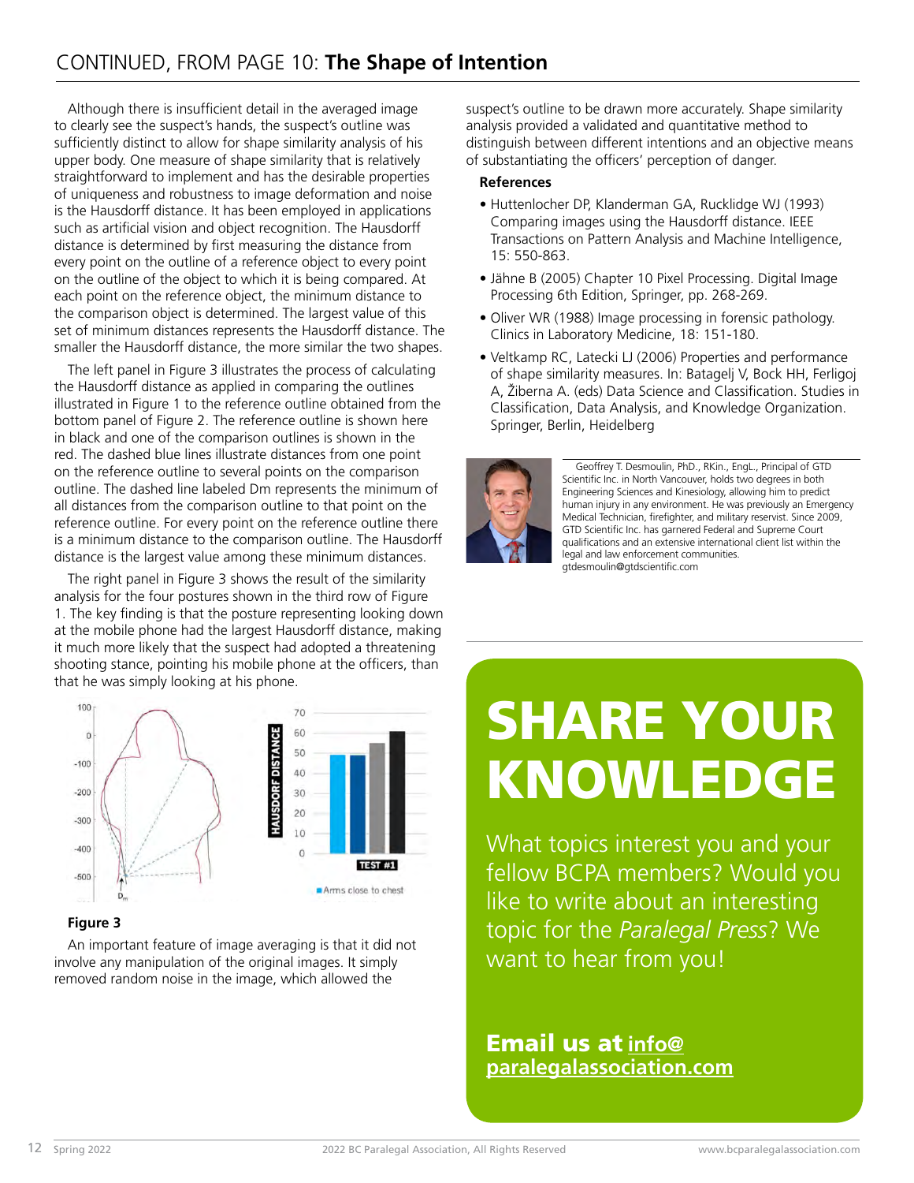## CONTINUED, FROM PAGE 10: **The Shape of Intention**

Although there is insufficient detail in the averaged image to clearly see the suspect's hands, the suspect's outline was sufficiently distinct to allow for shape similarity analysis of his upper body. One measure of shape similarity that is relatively straightforward to implement and has the desirable properties of uniqueness and robustness to image deformation and noise is the Hausdorff distance. It has been employed in applications such as artificial vision and object recognition. The Hausdorff distance is determined by first measuring the distance from every point on the outline of a reference object to every point on the outline of the object to which it is being compared. At each point on the reference object, the minimum distance to the comparison object is determined. The largest value of this set of minimum distances represents the Hausdorff distance. The smaller the Hausdorff distance, the more similar the two shapes.

The left panel in Figure 3 illustrates the process of calculating the Hausdorff distance as applied in comparing the outlines illustrated in Figure 1 to the reference outline obtained from the bottom panel of Figure 2. The reference outline is shown here in black and one of the comparison outlines is shown in the red. The dashed blue lines illustrate distances from one point on the reference outline to several points on the comparison outline. The dashed line labeled Dm represents the minimum of all distances from the comparison outline to that point on the reference outline. For every point on the reference outline there is a minimum distance to the comparison outline. The Hausdorff distance is the largest value among these minimum distances.

The right panel in Figure 3 shows the result of the similarity analysis for the four postures shown in the third row of Figure 1. The key finding is that the posture representing looking down at the mobile phone had the largest Hausdorff distance, making it much more likely that the suspect had adopted a threatening shooting stance, pointing his mobile phone at the officers, than that he was simply looking at his phone.

100
0
-100
-200
-300
-400
-500
$D_m$

HAUSDORF DISTANCE
70
60
50
40
30
20
10
0
TEST #1
Arms close to chest

**Figure 3**

An important feature of image averaging is that it did not involve any manipulation of the original images. It simply removed random noise in the image, which allowed the suspect's outline to be drawn more accurately. Shape similarity analysis provided a validated and quantitative method to distinguish between different intentions and an objective means of substantiating the officers' perception of danger.

**References**

- Huttenlocher DP, Klanderman GA, Rucklidge WJ (1993) Comparing images using the Hausdorff distance. IEEE Transactions on Pattern Analysis and Machine Intelligence, 15: 550-863.
- Jähne B (2005) Chapter 10 Pixel Processing. Digital Image Processing 6th Edition, Springer, pp. 268-269.
- Oliver WR (1988) Image processing in forensic pathology. Clinics in Laboratory Medicine, 18: 151-180.
- Veltkamp RC, Latecki LJ (2006) Properties and performance of shape similarity measures. In: Batagelj V, Bock HH, Ferligoj A, Žiberna A. (eds) Data Science and Classification. Studies in Classification, Data Analysis, and Knowledge Organization. Springer, Berlin, Heidelberg

Geoffrey T. Desmoulin, PhD., RKin., EngL., Principal of GTD Scientific Inc. in North Vancouver, holds two degrees in both Engineering Sciences and Kinesiology, allowing him to predict human injury in any environment. He was previously an Emergency Medical Technician, firefighter, and military reservist. Since 2009, GTD Scientific Inc. has garnered Federal and Supreme Court qualifications and an extensive international client list within the legal and law enforcement communities.
gtdesmoulin@gtdscientific.com

# SHARE YOUR KNOWLEDGE

What topics interest you and your fellow BCPA members? Would you like to write about an interesting topic for the *Paralegal Press*? We want to hear from you!

**Email us at info@paralegalassociation.com**